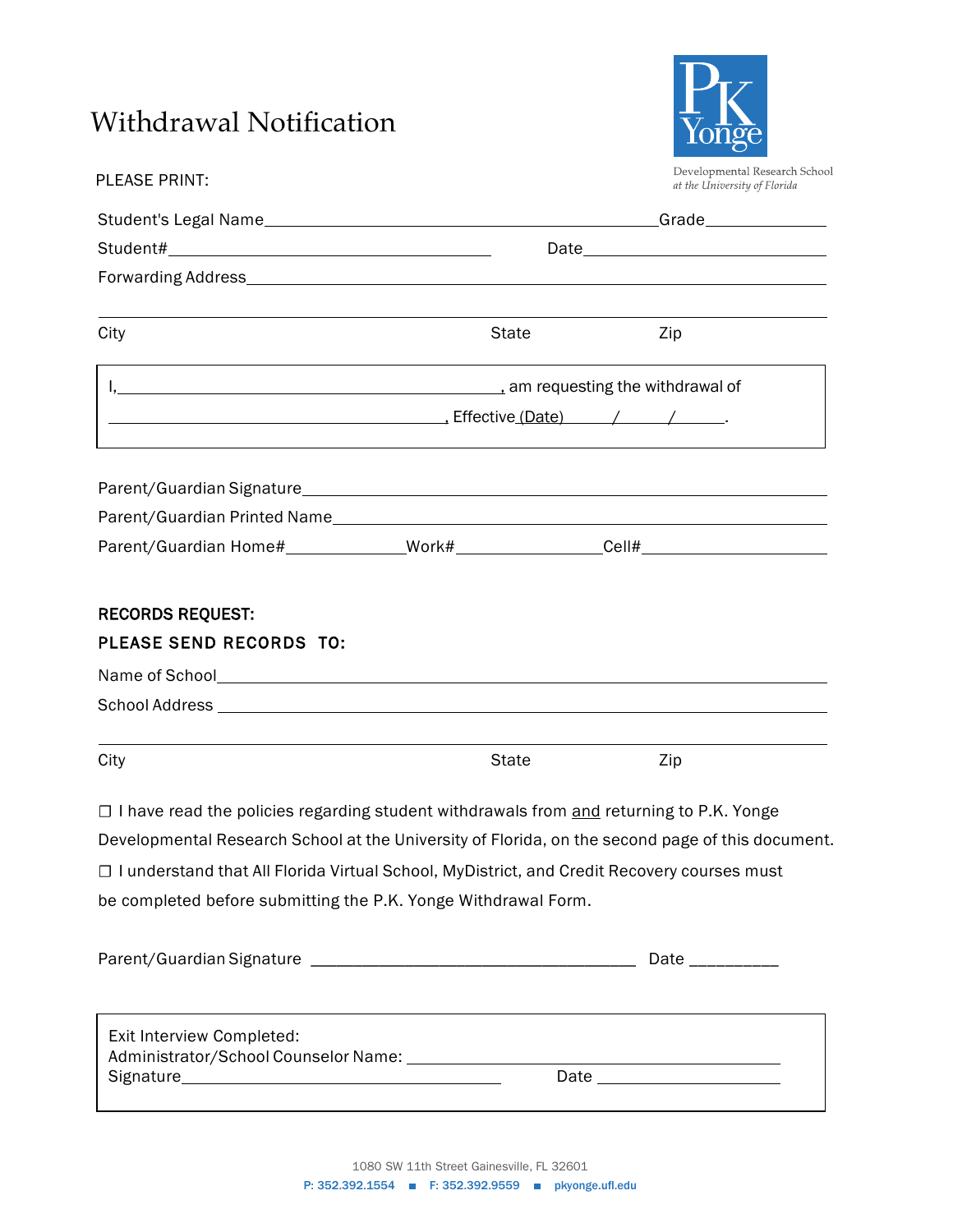# Withdrawal Notification

PK Yonge
Developmental Research School
*at the University of Florida*

PLEASE PRINT:

Student's Legal Name\_\_\_\_\_\_\_\_\_\_\_\_\_\_\_\_\_\_\_\_\_\_\_\_\_\_\_\_\_\_\_\_\_\_\_\_\_\_\_\_Grade\_\_\_\_\_\_\_\_\_\_

Student#\_\_\_\_\_\_\_\_\_\_\_\_\_\_\_\_\_\_\_\_\_\_\_\_\_\_\_\_\_\_ Date\_\_\_\_\_\_\_\_\_\_\_\_\_\_\_\_\_\_\_\_\_\_

Forwarding Address\_\_\_\_\_\_\_\_\_\_\_\_\_\_\_\_\_\_\_\_\_\_\_\_\_\_\_\_\_\_\_\_\_\_\_\_\_\_\_\_\_\_\_\_\_\_\_\_\_\_\_\_\_\_

\_\_\_\_\_\_\_\_\_\_\_\_\_\_\_\_\_\_\_\_\_\_\_\_\_\_\_\_\_\_\_\_\_\_\_\_\_\_\_\_\_\_\_\_\_\_\_\_\_\_\_\_\_\_\_\_\_\_\_\_\_\_\_\_\_\_\_\_\_\_\_\_

City State Zip

I,\_\_\_\_\_\_\_\_\_\_\_\_\_\_\_\_\_\_\_\_\_\_\_\_\_\_\_\_\_\_\_\_\_\_\_\_\_\_, am requesting the withdrawal of

\_\_\_\_\_\_\_\_\_\_\_\_\_\_\_\_\_\_\_\_\_\_\_\_\_\_\_\_\_\_\_\_\_\_\_, Effective (Date) \_\_\_\_/\_\_\_\_/\_\_\_\_.

Parent/Guardian Signature\_\_\_\_\_\_\_\_\_\_\_\_\_\_\_\_\_\_\_\_\_\_\_\_\_\_\_\_\_\_\_\_\_\_\_\_\_\_\_\_\_\_\_\_\_\_\_\_\_\_\_

Parent/Guardian Printed Name\_\_\_\_\_\_\_\_\_\_\_\_\_\_\_\_\_\_\_\_\_\_\_\_\_\_\_\_\_\_\_\_\_\_\_\_\_\_\_\_\_\_\_\_\_\_\_\_

Parent/Guardian Home#\_\_\_\_\_\_\_\_\_\_\_\_Work#\_\_\_\_\_\_\_\_\_\_\_\_\_\_\_Cell#\_\_\_\_\_\_\_\_\_\_\_\_\_\_\_\_\_\_

**RECORDS REQUEST:**

**PLEASE SEND RECORDS TO:**

Name of School\_\_\_\_\_\_\_\_\_\_\_\_\_\_\_\_\_\_\_\_\_\_\_\_\_\_\_\_\_\_\_\_\_\_\_\_\_\_\_\_\_\_\_\_\_\_\_\_\_\_\_\_\_\_\_\_\_\_\_\_\_

School Address \_\_\_\_\_\_\_\_\_\_\_\_\_\_\_\_\_\_\_\_\_\_\_\_\_\_\_\_\_\_\_\_\_\_\_\_\_\_\_\_\_\_\_\_\_\_\_\_\_\_\_\_\_\_\_\_\_\_\_\_\_

\_\_\_\_\_\_\_\_\_\_\_\_\_\_\_\_\_\_\_\_\_\_\_\_\_\_\_\_\_\_\_\_\_\_\_\_\_\_\_\_\_\_\_\_\_\_\_\_\_\_\_\_\_\_\_\_\_\_\_\_\_\_\_\_\_\_\_\_\_\_\_\_

City State Zip

☐ I have read the policies regarding student withdrawals from <u>and</u> returning to P.K. Yonge Developmental Research School at the University of Florida, on the second page of this document.

☐ I understand that All Florida Virtual School, MyDistrict, and Credit Recovery courses must be completed before submitting the P.K. Yonge Withdrawal Form.

Parent/Guardian Signature \_\_\_\_\_\_\_\_\_\_\_\_\_\_\_\_\_\_\_\_\_\_\_\_\_\_\_\_\_\_\_\_\_\_\_\_ Date \_\_\_\_\_\_\_\_\_\_

Exit Interview Completed:
Administrator/School Counselor Name: \_\_\_\_\_\_\_\_\_\_\_\_\_\_\_\_\_\_\_\_\_\_\_\_\_\_\_\_\_\_\_\_\_\_\_\_\_\_\_\_
Signature\_\_\_\_\_\_\_\_\_\_\_\_\_\_\_\_\_\_\_\_\_\_\_\_\_\_\_\_\_\_\_\_\_\_\_\_ Date \_\_\_\_\_\_\_\_\_\_\_\_\_\_\_\_\_\_\_\_

1080 SW 11th Street Gainesville, FL 32601
P: 352.392.1554 ■ F: 352.392.9559 ■ pkyonge.ufl.edu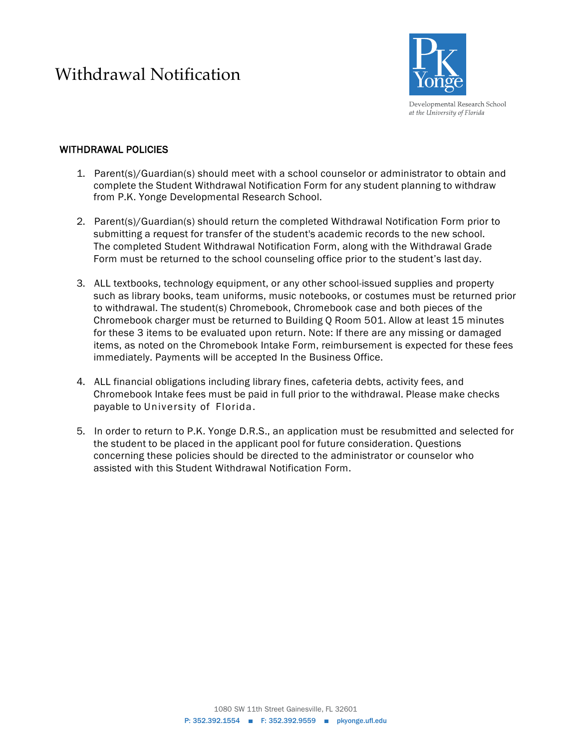# Withdrawal Notification

Developmental Research School
*at the University of Florida*

## WITHDRAWAL POLICIES

1. Parent(s)/Guardian(s) should meet with a school counselor or administrator to obtain and complete the Student Withdrawal Notification Form for any student planning to withdraw from P.K. Yonge Developmental Research School.

2. Parent(s)/Guardian(s) should return the completed Withdrawal Notification Form prior to submitting a request for transfer of the student's academic records to the new school. The completed Student Withdrawal Notification Form, along with the Withdrawal Grade Form must be returned to the school counseling office prior to the student's last day.

3. ALL textbooks, technology equipment, or any other school-issued supplies and property such as library books, team uniforms, music notebooks, or costumes must be returned prior to withdrawal. The student(s) Chromebook, Chromebook case and both pieces of the Chromebook charger must be returned to Building Q Room 501. Allow at least 15 minutes for these 3 items to be evaluated upon return. Note: If there are any missing or damaged items, as noted on the Chromebook Intake Form, reimbursement is expected for these fees immediately. Payments will be accepted In the Business Office.

4. ALL financial obligations including library fines, cafeteria debts, activity fees, and Chromebook Intake fees must be paid in full prior to the withdrawal. Please make checks payable to University of Florida.

5. In order to return to P.K. Yonge D.R.S., an application must be resubmitted and selected for the student to be placed in the applicant pool for future consideration. Questions concerning these policies should be directed to the administrator or counselor who assisted with this Student Withdrawal Notification Form.

1080 SW 11th Street Gainesville, FL 32601
P: 352.392.1554 ■ F: 352.392.9559 ■ pkyonge.ufl.edu